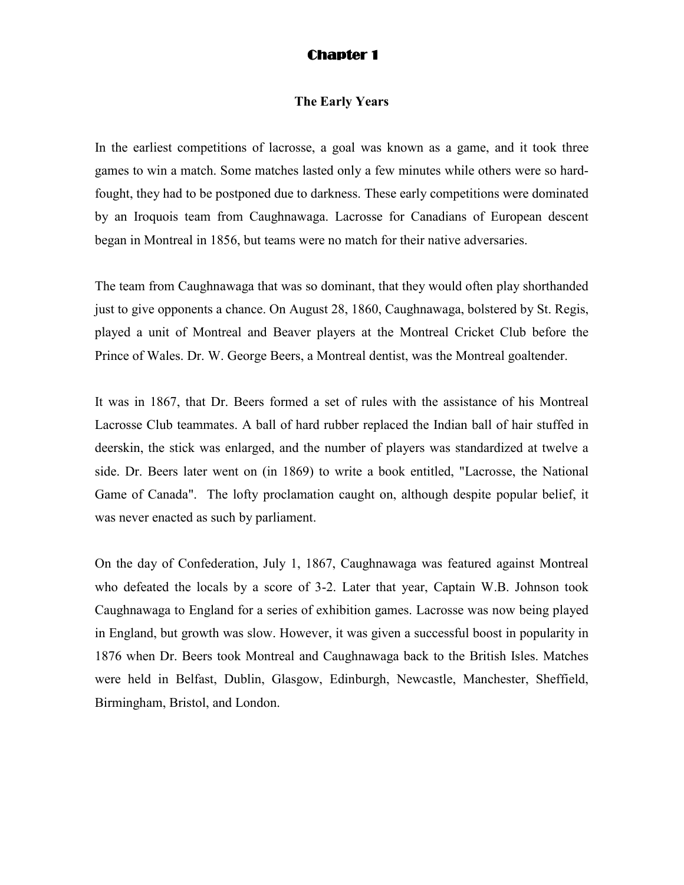# Chapter 1

## The Early Years

In the earliest competitions of lacrosse, a goal was known as a game, and it took three games to win a match. Some matches lasted only a few minutes while others were so hard-fought, they had to be postponed due to darkness. These early competitions were dominated by an Iroquois team from Caughnawaga. Lacrosse for Canadians of European descent began in Montreal in 1856, but teams were no match for their native adversaries.

The team from Caughnawaga that was so dominant, that they would often play shorthanded just to give opponents a chance. On August 28, 1860, Caughnawaga, bolstered by St. Regis, played a unit of Montreal and Beaver players at the Montreal Cricket Club before the Prince of Wales. Dr. W. George Beers, a Montreal dentist, was the Montreal goaltender.

It was in 1867, that Dr. Beers formed a set of rules with the assistance of his Montreal Lacrosse Club teammates. A ball of hard rubber replaced the Indian ball of hair stuffed in deerskin, the stick was enlarged, and the number of players was standardized at twelve a side. Dr. Beers later went on (in 1869) to write a book entitled, "Lacrosse, the National Game of Canada". The lofty proclamation caught on, although despite popular belief, it was never enacted as such by parliament.

On the day of Confederation, July 1, 1867, Caughnawaga was featured against Montreal who defeated the locals by a score of 3-2. Later that year, Captain W.B. Johnson took Caughnawaga to England for a series of exhibition games. Lacrosse was now being played in England, but growth was slow. However, it was given a successful boost in popularity in 1876 when Dr. Beers took Montreal and Caughnawaga back to the British Isles. Matches were held in Belfast, Dublin, Glasgow, Edinburgh, Newcastle, Manchester, Sheffield, Birmingham, Bristol, and London.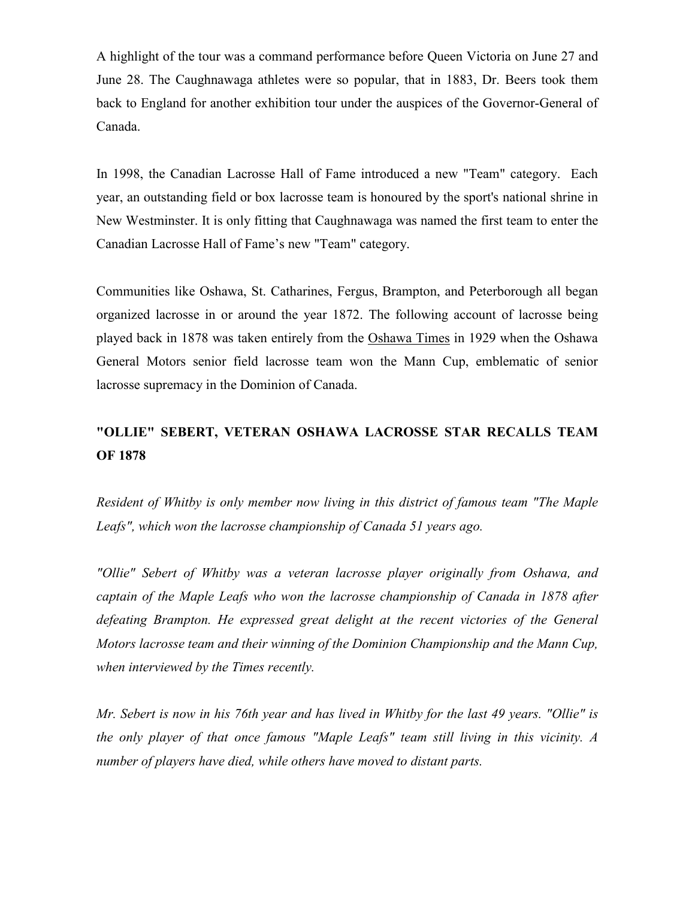A highlight of the tour was a command performance before Queen Victoria on June 27 and June 28. The Caughnawaga athletes were so popular, that in 1883, Dr. Beers took them back to England for another exhibition tour under the auspices of the Governor-General of Canada.

In 1998, the Canadian Lacrosse Hall of Fame introduced a new "Team" category. Each year, an outstanding field or box lacrosse team is honoured by the sport's national shrine in New Westminster. It is only fitting that Caughnawaga was named the first team to enter the Canadian Lacrosse Hall of Fame's new "Team" category.

Communities like Oshawa, St. Catharines, Fergus, Brampton, and Peterborough all began organized lacrosse in or around the year 1872. The following account of lacrosse being played back in 1878 was taken entirely from the Oshawa Times in 1929 when the Oshawa General Motors senior field lacrosse team won the Mann Cup, emblematic of senior lacrosse supremacy in the Dominion of Canada.

**"OLLIE" SEBERT, VETERAN OSHAWA LACROSSE STAR RECALLS TEAM OF 1878**

*Resident of Whitby is only member now living in this district of famous team "The Maple Leafs", which won the lacrosse championship of Canada 51 years ago.*

*"Ollie" Sebert of Whitby was a veteran lacrosse player originally from Oshawa, and captain of the Maple Leafs who won the lacrosse championship of Canada in 1878 after defeating Brampton. He expressed great delight at the recent victories of the General Motors lacrosse team and their winning of the Dominion Championship and the Mann Cup, when interviewed by the Times recently.*

*Mr. Sebert is now in his 76th year and has lived in Whitby for the last 49 years. "Ollie" is the only player of that once famous "Maple Leafs" team still living in this vicinity. A number of players have died, while others have moved to distant parts.*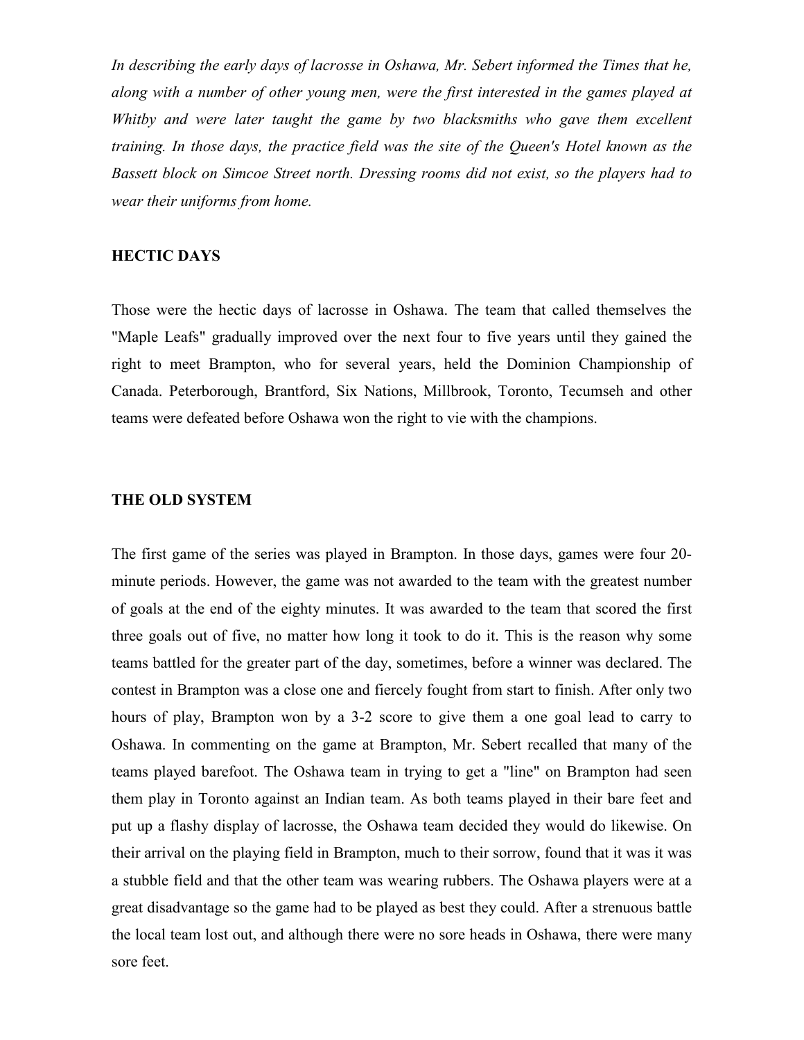*In describing the early days of lacrosse in Oshawa, Mr. Sebert informed the Times that he, along with a number of other young men, were the first interested in the games played at Whitby and were later taught the game by two blacksmiths who gave them excellent training. In those days, the practice field was the site of the Queen's Hotel known as the Bassett block on Simcoe Street north. Dressing rooms did not exist, so the players had to wear their uniforms from home.*

**HECTIC DAYS**

Those were the hectic days of lacrosse in Oshawa. The team that called themselves the "Maple Leafs" gradually improved over the next four to five years until they gained the right to meet Brampton, who for several years, held the Dominion Championship of Canada. Peterborough, Brantford, Six Nations, Millbrook, Toronto, Tecumseh and other teams were defeated before Oshawa won the right to vie with the champions.

**THE OLD SYSTEM**

The first game of the series was played in Brampton. In those days, games were four 20-minute periods. However, the game was not awarded to the team with the greatest number of goals at the end of the eighty minutes. It was awarded to the team that scored the first three goals out of five, no matter how long it took to do it. This is the reason why some teams battled for the greater part of the day, sometimes, before a winner was declared. The contest in Brampton was a close one and fiercely fought from start to finish. After only two hours of play, Brampton won by a 3-2 score to give them a one goal lead to carry to Oshawa. In commenting on the game at Brampton, Mr. Sebert recalled that many of the teams played barefoot. The Oshawa team in trying to get a "line" on Brampton had seen them play in Toronto against an Indian team. As both teams played in their bare feet and put up a flashy display of lacrosse, the Oshawa team decided they would do likewise. On their arrival on the playing field in Brampton, much to their sorrow, found that it was it was a stubble field and that the other team was wearing rubbers. The Oshawa players were at a great disadvantage so the game had to be played as best they could. After a strenuous battle the local team lost out, and although there were no sore heads in Oshawa, there were many sore feet.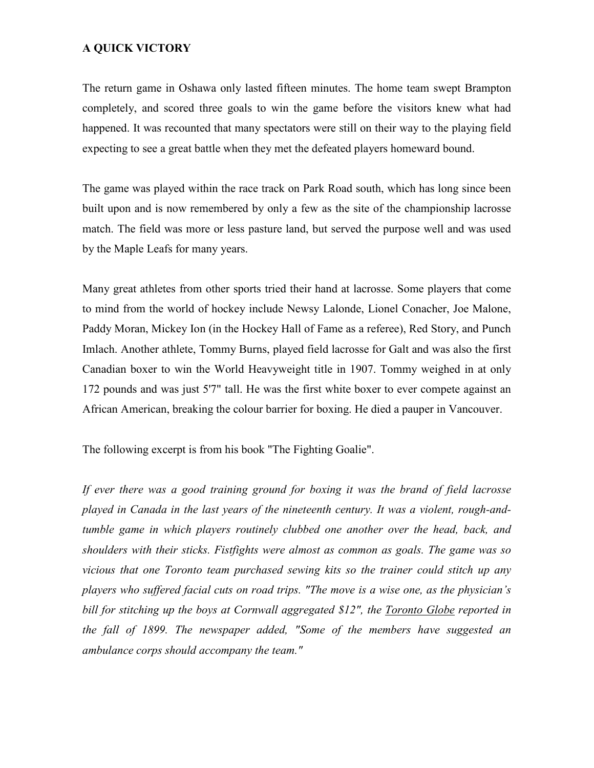**A QUICK VICTORY**

The return game in Oshawa only lasted fifteen minutes. The home team swept Brampton completely, and scored three goals to win the game before the visitors knew what had happened. It was recounted that many spectators were still on their way to the playing field expecting to see a great battle when they met the defeated players homeward bound.

The game was played within the race track on Park Road south, which has long since been built upon and is now remembered by only a few as the site of the championship lacrosse match. The field was more or less pasture land, but served the purpose well and was used by the Maple Leafs for many years.

Many great athletes from other sports tried their hand at lacrosse. Some players that come to mind from the world of hockey include Newsy Lalonde, Lionel Conacher, Joe Malone, Paddy Moran, Mickey Ion (in the Hockey Hall of Fame as a referee), Red Story, and Punch Imlach. Another athlete, Tommy Burns, played field lacrosse for Galt and was also the first Canadian boxer to win the World Heavyweight title in 1907. Tommy weighed in at only 172 pounds and was just 5'7" tall. He was the first white boxer to ever compete against an African American, breaking the colour barrier for boxing. He died a pauper in Vancouver.

The following excerpt is from his book "The Fighting Goalie".

*If ever there was a good training ground for boxing it was the brand of field lacrosse played in Canada in the last years of the nineteenth century. It was a violent, rough-and-tumble game in which players routinely clubbed one another over the head, back, and shoulders with their sticks. Fistfights were almost as common as goals. The game was so vicious that one Toronto team purchased sewing kits so the trainer could stitch up any players who suffered facial cuts on road trips. "The move is a wise one, as the physician's bill for stitching up the boys at Cornwall aggregated $12", the Toronto Globe reported in the fall of 1899. The newspaper added, "Some of the members have suggested an ambulance corps should accompany the team."*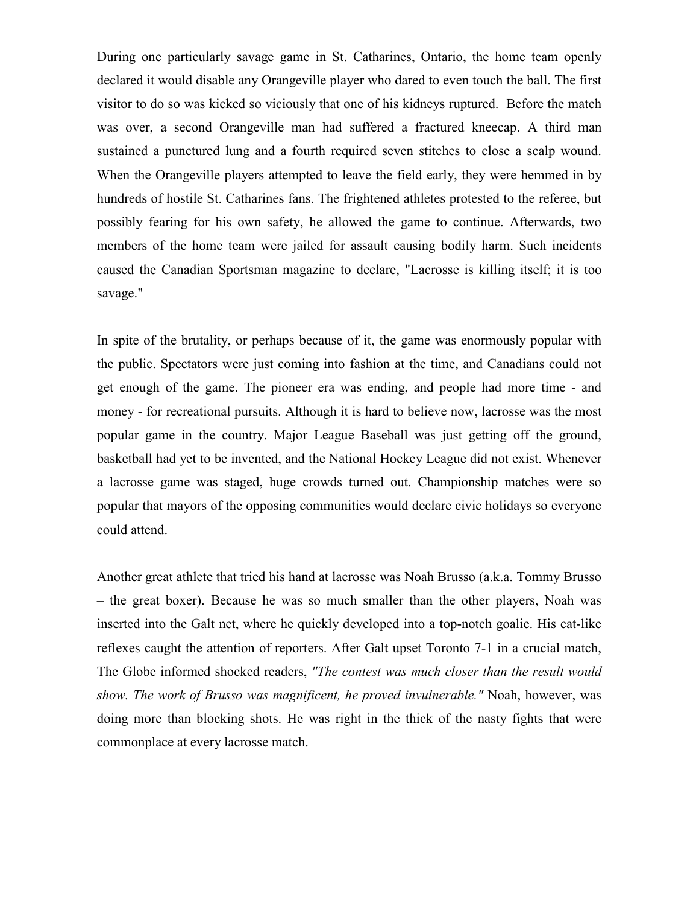During one particularly savage game in St. Catharines, Ontario, the home team openly declared it would disable any Orangeville player who dared to even touch the ball. The first visitor to do so was kicked so viciously that one of his kidneys ruptured. Before the match was over, a second Orangeville man had suffered a fractured kneecap. A third man sustained a punctured lung and a fourth required seven stitches to close a scalp wound. When the Orangeville players attempted to leave the field early, they were hemmed in by hundreds of hostile St. Catharines fans. The frightened athletes protested to the referee, but possibly fearing for his own safety, he allowed the game to continue. Afterwards, two members of the home team were jailed for assault causing bodily harm. Such incidents caused the Canadian Sportsman magazine to declare, "Lacrosse is killing itself; it is too savage."

In spite of the brutality, or perhaps because of it, the game was enormously popular with the public. Spectators were just coming into fashion at the time, and Canadians could not get enough of the game. The pioneer era was ending, and people had more time - and money - for recreational pursuits. Although it is hard to believe now, lacrosse was the most popular game in the country. Major League Baseball was just getting off the ground, basketball had yet to be invented, and the National Hockey League did not exist. Whenever a lacrosse game was staged, huge crowds turned out. Championship matches were so popular that mayors of the opposing communities would declare civic holidays so everyone could attend.

Another great athlete that tried his hand at lacrosse was Noah Brusso (a.k.a. Tommy Brusso – the great boxer). Because he was so much smaller than the other players, Noah was inserted into the Galt net, where he quickly developed into a top-notch goalie. His cat-like reflexes caught the attention of reporters. After Galt upset Toronto 7-1 in a crucial match, The Globe informed shocked readers, *"The contest was much closer than the result would show. The work of Brusso was magnificent, he proved invulnerable."* Noah, however, was doing more than blocking shots. He was right in the thick of the nasty fights that were commonplace at every lacrosse match.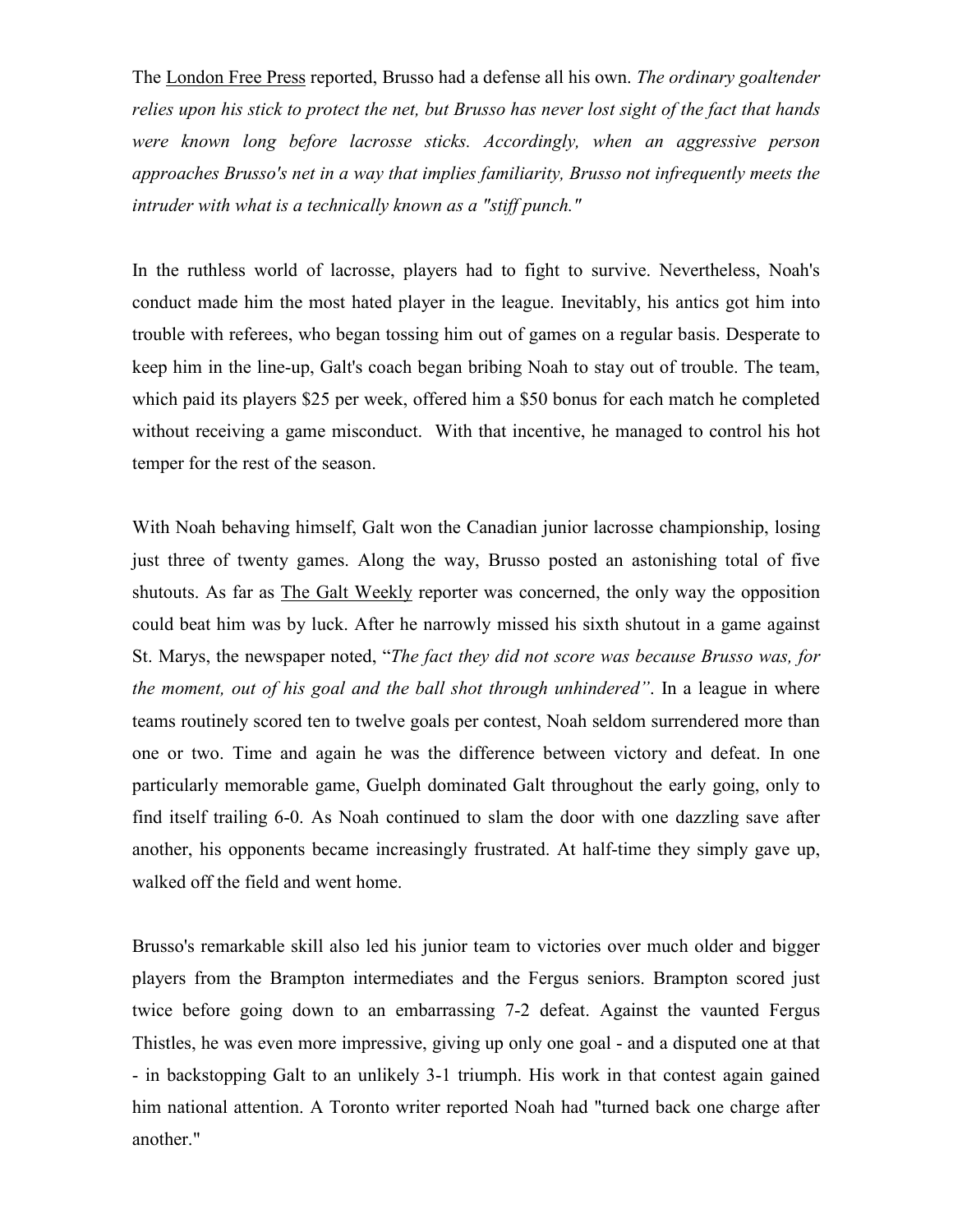The London Free Press reported, Brusso had a defense all his own. *The ordinary goaltender relies upon his stick to protect the net, but Brusso has never lost sight of the fact that hands were known long before lacrosse sticks. Accordingly, when an aggressive person approaches Brusso's net in a way that implies familiarity, Brusso not infrequently meets the intruder with what is a technically known as a "stiff punch."*

In the ruthless world of lacrosse, players had to fight to survive. Nevertheless, Noah's conduct made him the most hated player in the league. Inevitably, his antics got him into trouble with referees, who began tossing him out of games on a regular basis. Desperate to keep him in the line-up, Galt's coach began bribing Noah to stay out of trouble. The team, which paid its players $25 per week, offered him a $50 bonus for each match he completed without receiving a game misconduct. With that incentive, he managed to control his hot temper for the rest of the season.

With Noah behaving himself, Galt won the Canadian junior lacrosse championship, losing just three of twenty games. Along the way, Brusso posted an astonishing total of five shutouts. As far as The Galt Weekly reporter was concerned, the only way the opposition could beat him was by luck. After he narrowly missed his sixth shutout in a game against St. Marys, the newspaper noted, "*The fact they did not score was because Brusso was, for the moment, out of his goal and the ball shot through unhindered*". In a league in where teams routinely scored ten to twelve goals per contest, Noah seldom surrendered more than one or two. Time and again he was the difference between victory and defeat. In one particularly memorable game, Guelph dominated Galt throughout the early going, only to find itself trailing 6-0. As Noah continued to slam the door with one dazzling save after another, his opponents became increasingly frustrated. At half-time they simply gave up, walked off the field and went home.

Brusso's remarkable skill also led his junior team to victories over much older and bigger players from the Brampton intermediates and the Fergus seniors. Brampton scored just twice before going down to an embarrassing 7-2 defeat. Against the vaunted Fergus Thistles, he was even more impressive, giving up only one goal - and a disputed one at that - in backstopping Galt to an unlikely 3-1 triumph. His work in that contest again gained him national attention. A Toronto writer reported Noah had "turned back one charge after another."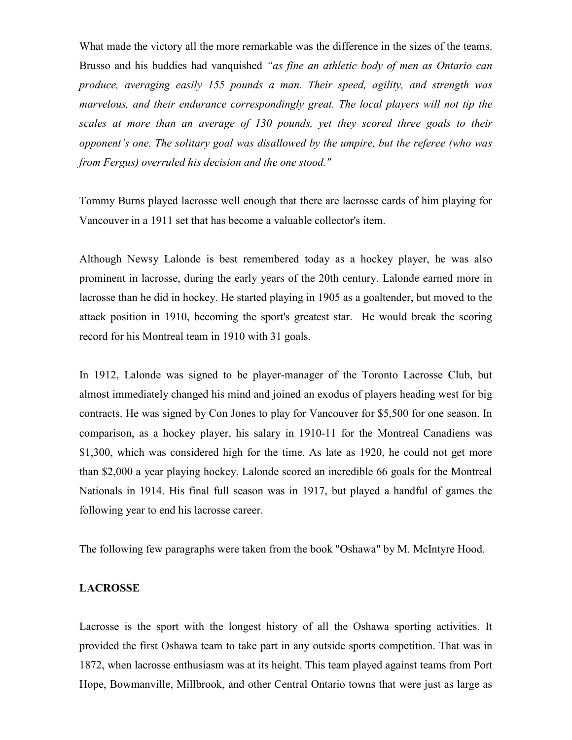What made the victory all the more remarkable was the difference in the sizes of the teams. Brusso and his buddies had vanquished *"as fine an athletic body of men as Ontario can produce, averaging easily 155 pounds a man. Their speed, agility, and strength was marvelous, and their endurance correspondingly great. The local players will not tip the scales at more than an average of 130 pounds, yet they scored three goals to their opponent's one. The solitary goal was disallowed by the umpire, but the referee (who was from Fergus) overruled his decision and the one stood."*

Tommy Burns played lacrosse well enough that there are lacrosse cards of him playing for Vancouver in a 1911 set that has become a valuable collector's item.

Although Newsy Lalonde is best remembered today as a hockey player, he was also prominent in lacrosse, during the early years of the 20th century. Lalonde earned more in lacrosse than he did in hockey. He started playing in 1905 as a goaltender, but moved to the attack position in 1910, becoming the sport's greatest star. He would break the scoring record for his Montreal team in 1910 with 31 goals.

In 1912, Lalonde was signed to be player-manager of the Toronto Lacrosse Club, but almost immediately changed his mind and joined an exodus of players heading west for big contracts. He was signed by Con Jones to play for Vancouver for $5,500 for one season. In comparison, as a hockey player, his salary in 1910-11 for the Montreal Canadiens was $1,300, which was considered high for the time. As late as 1920, he could not get more than $2,000 a year playing hockey. Lalonde scored an incredible 66 goals for the Montreal Nationals in 1914. His final full season was in 1917, but played a handful of games the following year to end his lacrosse career.

The following few paragraphs were taken from the book "Oshawa" by M. McIntyre Hood.

**LACROSSE**

Lacrosse is the sport with the longest history of all the Oshawa sporting activities. It provided the first Oshawa team to take part in any outside sports competition. That was in 1872, when lacrosse enthusiasm was at its height. This team played against teams from Port Hope, Bowmanville, Millbrook, and other Central Ontario towns that were just as large as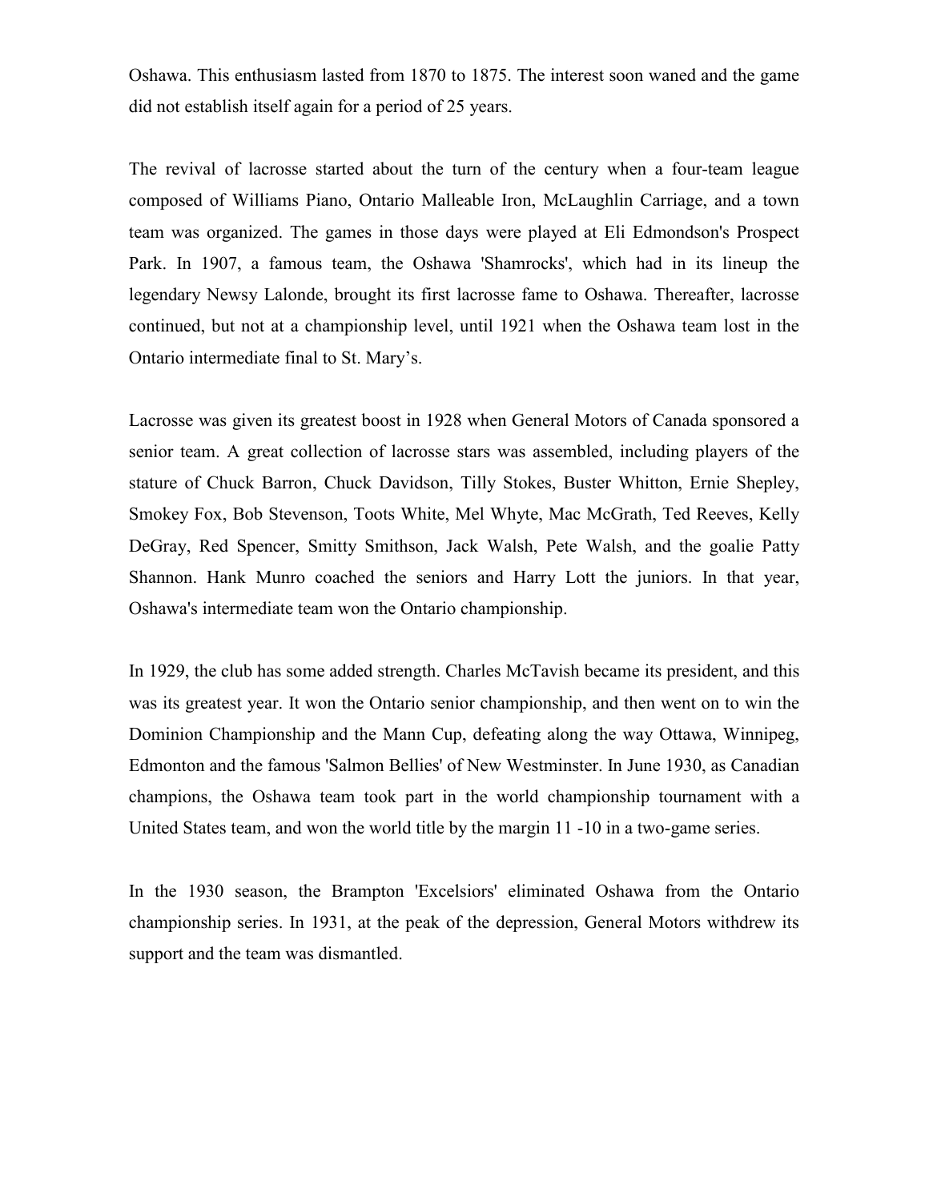Oshawa. This enthusiasm lasted from 1870 to 1875. The interest soon waned and the game did not establish itself again for a period of 25 years.

The revival of lacrosse started about the turn of the century when a four-team league composed of Williams Piano, Ontario Malleable Iron, McLaughlin Carriage, and a town team was organized. The games in those days were played at Eli Edmondson's Prospect Park. In 1907, a famous team, the Oshawa 'Shamrocks', which had in its lineup the legendary Newsy Lalonde, brought its first lacrosse fame to Oshawa. Thereafter, lacrosse continued, but not at a championship level, until 1921 when the Oshawa team lost in the Ontario intermediate final to St. Mary's.

Lacrosse was given its greatest boost in 1928 when General Motors of Canada sponsored a senior team. A great collection of lacrosse stars was assembled, including players of the stature of Chuck Barron, Chuck Davidson, Tilly Stokes, Buster Whitton, Ernie Shepley, Smokey Fox, Bob Stevenson, Toots White, Mel Whyte, Mac McGrath, Ted Reeves, Kelly DeGray, Red Spencer, Smitty Smithson, Jack Walsh, Pete Walsh, and the goalie Patty Shannon. Hank Munro coached the seniors and Harry Lott the juniors. In that year, Oshawa's intermediate team won the Ontario championship.

In 1929, the club has some added strength. Charles McTavish became its president, and this was its greatest year. It won the Ontario senior championship, and then went on to win the Dominion Championship and the Mann Cup, defeating along the way Ottawa, Winnipeg, Edmonton and the famous 'Salmon Bellies' of New Westminster. In June 1930, as Canadian champions, the Oshawa team took part in the world championship tournament with a United States team, and won the world title by the margin 11 -10 in a two-game series.

In the 1930 season, the Brampton 'Excelsiors' eliminated Oshawa from the Ontario championship series. In 1931, at the peak of the depression, General Motors withdrew its support and the team was dismantled.